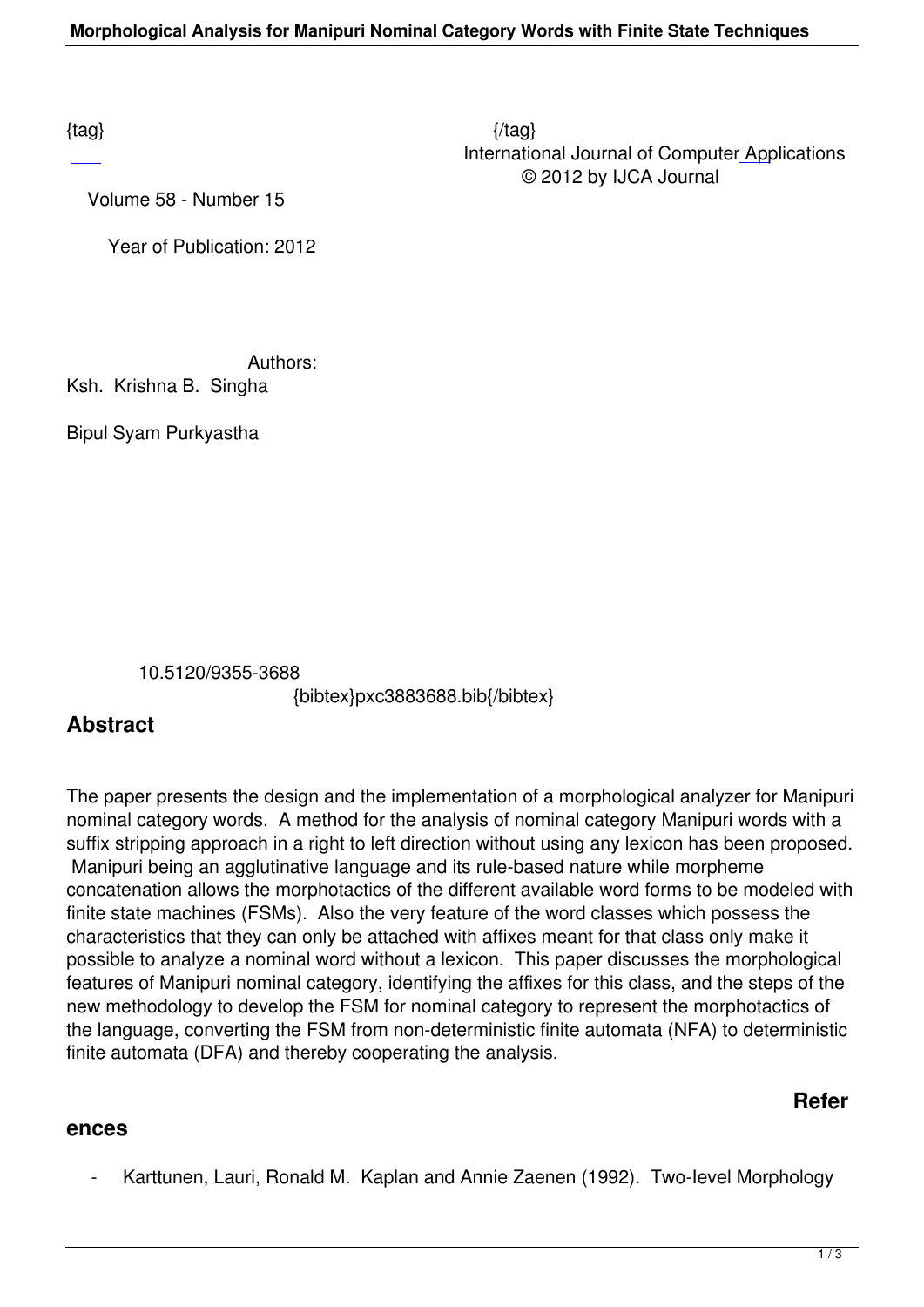{tag} {/tag}

International Journal of Computer Applications
© 2012 by IJCA Journal

Volume 58 - Number 15

Year of Publication: 2012

Authors:

Ksh. Krishna B. Singha

Bipul Syam Purkyastha

10.5120/9355-3688

{bibtex}pxc3883688.bib{/bibtex}

## Abstract

The paper presents the design and the implementation of a morphological analyzer for Manipuri nominal category words. A method for the analysis of nominal category Manipuri words with a suffix stripping approach in a right to left direction without using any lexicon has been proposed. Manipuri being an agglutinative language and its rule-based nature while morpheme concatenation allows the morphotactics of the different available word forms to be modeled with finite state machines (FSMs). Also the very feature of the word classes which possess the characteristics that they can only be attached with affixes meant for that class only make it possible to analyze a nominal word without a lexicon. This paper discusses the morphological features of Manipuri nominal category, identifying the affixes for this class, and the steps of the new methodology to develop the FSM for nominal category to represent the morphotactics of the language, converting the FSM from non-deterministic finite automata (NFA) to deterministic finite automata (DFA) and thereby cooperating the analysis.

## References

- Karttunen, Lauri, Ronald M. Kaplan and Annie Zaenen (1992). Two-level Morphology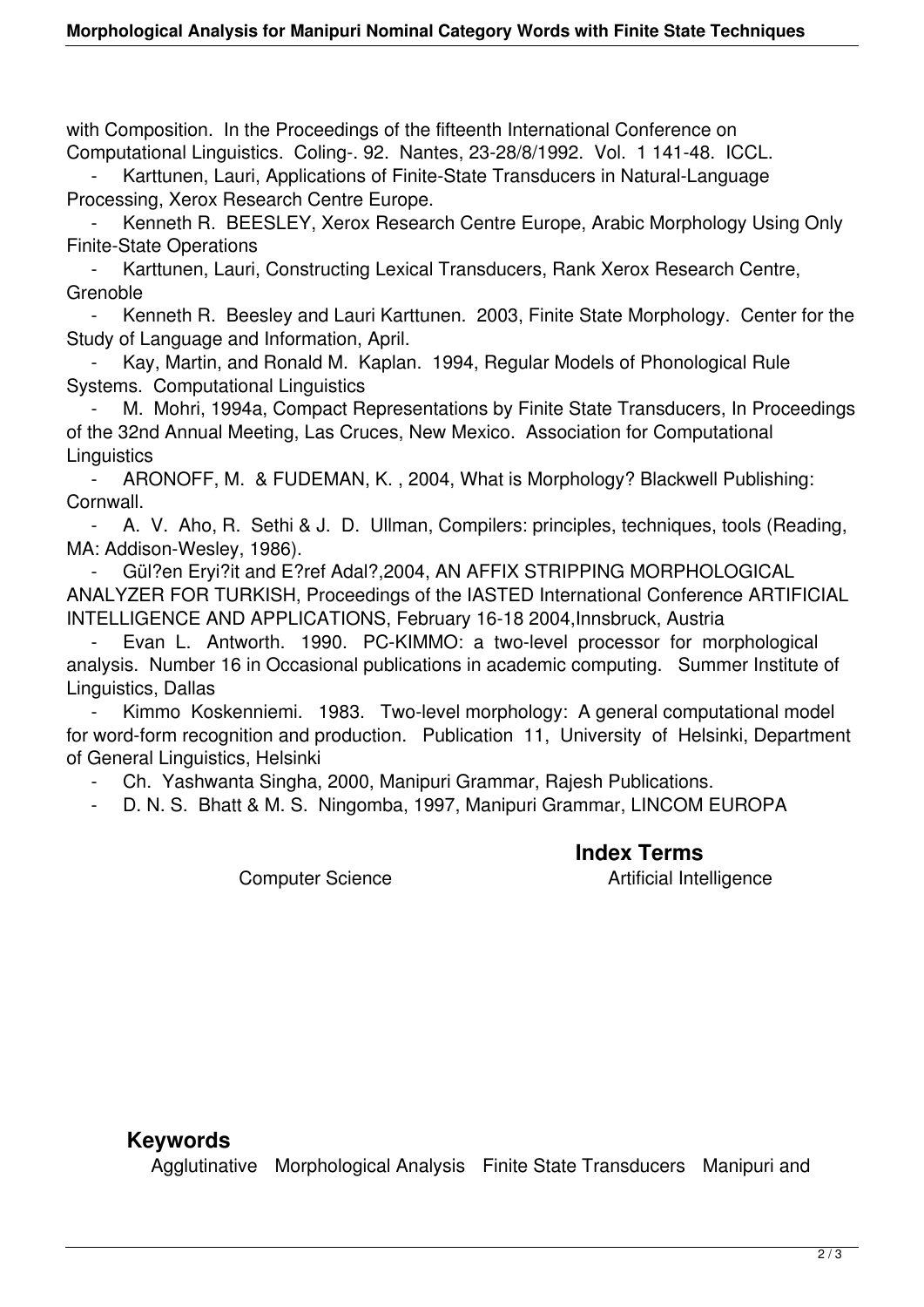with Composition. In the Proceedings of the fifteenth International Conference on Computational Linguistics. Coling-. 92. Nantes, 23-28/8/1992. Vol. 1 141-48. ICCL.

- Karttunen, Lauri, Applications of Finite-State Transducers in Natural-Language Processing, Xerox Research Centre Europe.
- Kenneth R. BEESLEY, Xerox Research Centre Europe, Arabic Morphology Using Only Finite-State Operations
- Karttunen, Lauri, Constructing Lexical Transducers, Rank Xerox Research Centre, Grenoble
- Kenneth R. Beesley and Lauri Karttunen. 2003, Finite State Morphology. Center for the Study of Language and Information, April.
- Kay, Martin, and Ronald M. Kaplan. 1994, Regular Models of Phonological Rule Systems. Computational Linguistics
- M. Mohri, 1994a, Compact Representations by Finite State Transducers, In Proceedings of the 32nd Annual Meeting, Las Cruces, New Mexico. Association for Computational Linguistics
- ARONOFF, M. & FUDEMAN, K. , 2004, What is Morphology? Blackwell Publishing: Cornwall.
- A. V. Aho, R. Sethi & J. D. Ullman, Compilers: principles, techniques, tools (Reading, MA: Addison-Wesley, 1986).
- Gül?en Eryi?it and E?ref Adal?,2004, AN AFFIX STRIPPING MORPHOLOGICAL ANALYZER FOR TURKISH, Proceedings of the IASTED International Conference ARTIFICIAL INTELLIGENCE AND APPLICATIONS, February 16-18 2004,Innsbruck, Austria
- Evan L. Antworth. 1990. PC-KIMMO: a two-level processor for morphological analysis. Number 16 in Occasional publications in academic computing. Summer Institute of Linguistics, Dallas
- Kimmo Koskenniemi. 1983. Two-level morphology: A general computational model for word-form recognition and production. Publication 11, University of Helsinki, Department of General Linguistics, Helsinki
- Ch. Yashwanta Singha, 2000, Manipuri Grammar, Rajesh Publications.
- D. N. S. Bhatt & M. S. Ningomba, 1997, Manipuri Grammar, LINCOM EUROPA

## Index Terms

Computer Science Artificial Intelligence

## Keywords

Agglutinative Morphological Analysis Finite State Transducers Manipuri and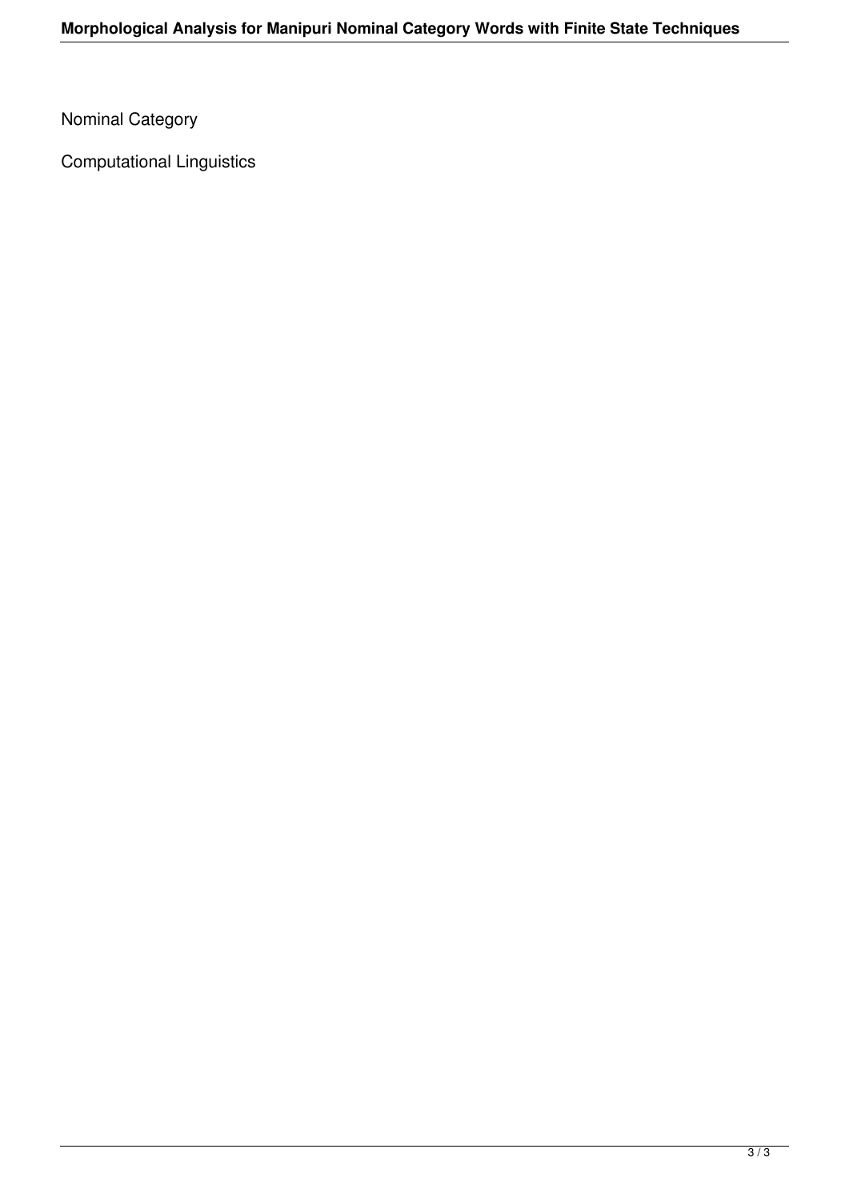Nominal Category

Computational Linguistics